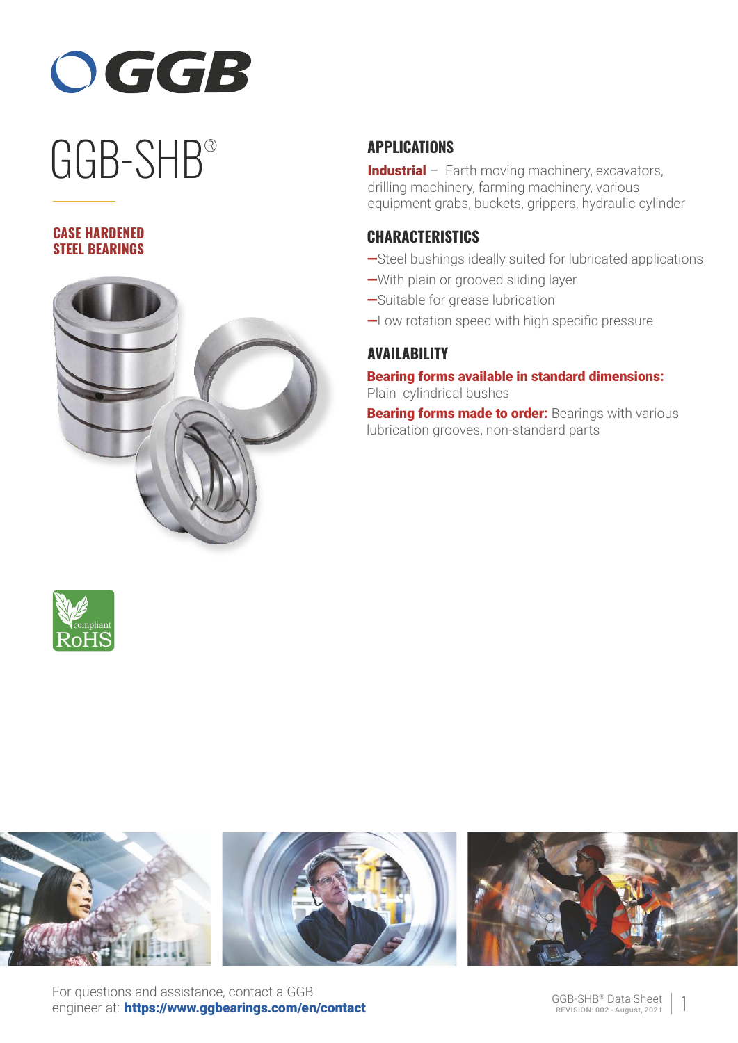# GGB-SHB®

**CASE HARDENED STEEL BEARINGS**

## APPLICATIONS

**Industrial** – Earth moving machinery, excavators, drilling machinery, farming machinery, various equipment grabs, buckets, grippers, hydraulic cylinder

## CHARACTERISTICS

- Steel bushings ideally suited for lubricated applications
- With plain or grooved sliding layer
- Suitable for grease lubrication
- Low rotation speed with high specific pressure

## AVAILABILITY

**Bearing forms available in standard dimensions:**
Plain cylindrical bushes

**Bearing forms made to order:** Bearings with various lubrication grooves, non-standard parts

For questions and assistance, contact a GGB engineer at: **https://www.ggbearings.com/en/contact**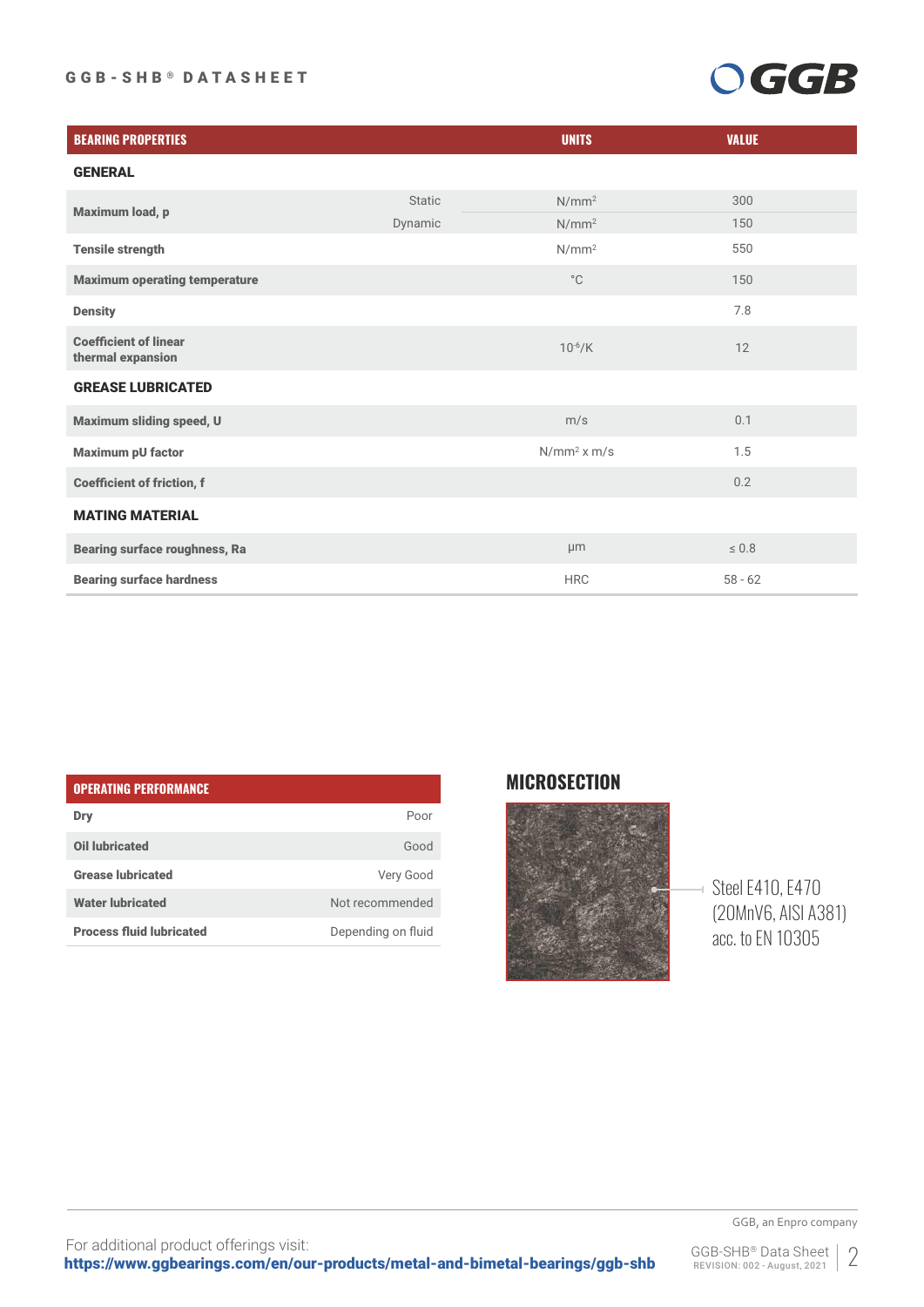| BEARING PROPERTIES | | UNITS | VALUE |
|---|---|---|---|
| **GENERAL** | | | |
| **Maximum load, p** | Static | $N/mm^2$ | 300 |
| | Dynamic | $N/mm^2$ | 150 |
| **Tensile strength** | | $N/mm^2$ | 550 |
| **Maximum operating temperature** | | °C | 150 |
| **Density** | | | 7.8 |
| **Coefficient of linear thermal expansion** | | $10^{-6}/K$ | 12 |
| **GREASE LUBRICATED** | | | |
| **Maximum sliding speed, U** | | m/s | 0.1 |
| **Maximum pU factor** | | $N/mm^2 \times m/s$ | 1.5 |
| **Coefficient of friction, f** | | | 0.2 |
| **MATING MATERIAL** | | | |
| **Bearing surface roughness, Ra** | | µm | ≤ 0.8 |
| **Bearing surface hardness** | | HRC | 58 - 62 |

| OPERATING PERFORMANCE | |
|---|---|
| **Dry** | Poor |
| **Oil lubricated** | Good |
| **Grease lubricated** | Very Good |
| **Water lubricated** | Not recommended |
| **Process fluid lubricated** | Depending on fluid |

## MICROSECTION

Steel E410, E470 (20MnV6, AISI A381) acc. to EN 10305

GGB, an Enpro company

For additional product offerings visit:
**https://www.ggbearings.com/en/our-products/metal-and-bimetal-bearings/ggb-shb**

GGB-SHB® Data Sheet
REVISION: 002 - August, 2021